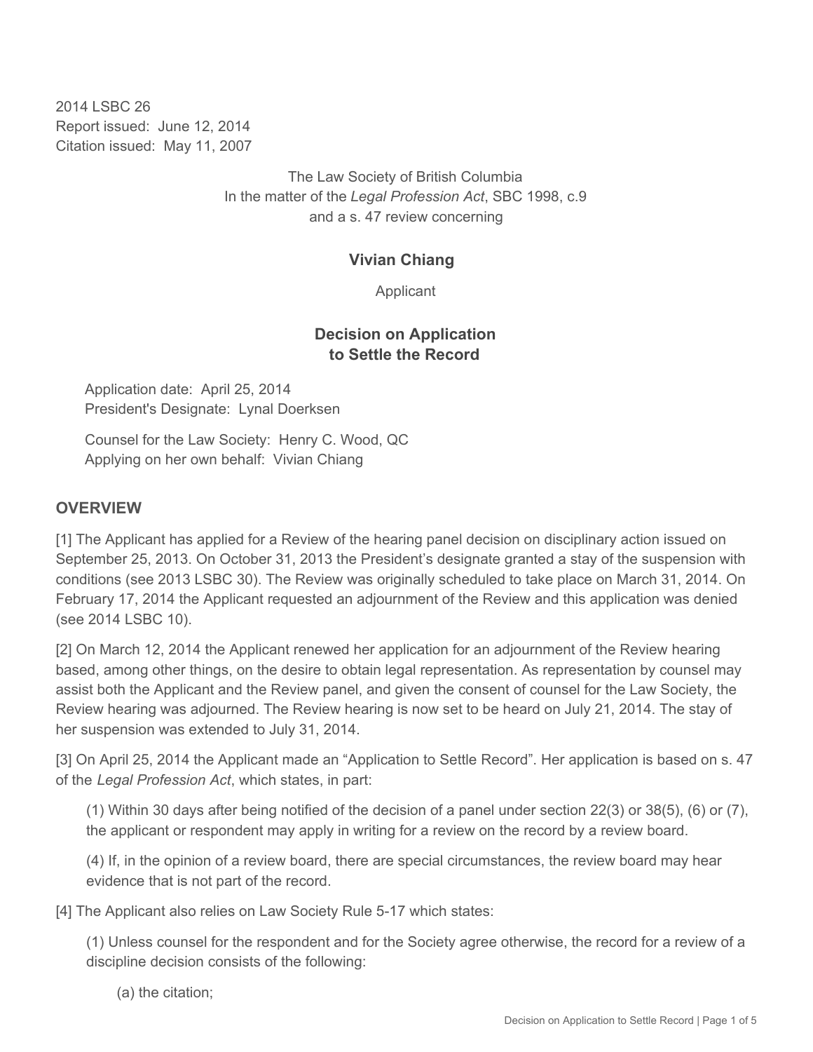2014 LSBC 26
Report issued: June 12, 2014
Citation issued: May 11, 2007

The Law Society of British Columbia
In the matter of the *Legal Profession Act*, SBC 1998, c.9
and a s. 47 review concerning

**Vivian Chiang**

Applicant

## Decision on Application to Settle the Record

Application date: April 25, 2014
President's Designate: Lynal Doerksen

Counsel for the Law Society: Henry C. Wood, QC
Applying on her own behalf: Vivian Chiang

## OVERVIEW

[1] The Applicant has applied for a Review of the hearing panel decision on disciplinary action issued on September 25, 2013. On October 31, 2013 the President's designate granted a stay of the suspension with conditions (see 2013 LSBC 30). The Review was originally scheduled to take place on March 31, 2014. On February 17, 2014 the Applicant requested an adjournment of the Review and this application was denied (see 2014 LSBC 10).

[2] On March 12, 2014 the Applicant renewed her application for an adjournment of the Review hearing based, among other things, on the desire to obtain legal representation. As representation by counsel may assist both the Applicant and the Review panel, and given the consent of counsel for the Law Society, the Review hearing was adjourned. The Review hearing is now set to be heard on July 21, 2014. The stay of her suspension was extended to July 31, 2014.

[3] On April 25, 2014 the Applicant made an "Application to Settle Record". Her application is based on s. 47 of the *Legal Profession Act*, which states, in part:

> (1) Within 30 days after being notified of the decision of a panel under section 22(3) or 38(5), (6) or (7), the applicant or respondent may apply in writing for a review on the record by a review board.
>
> (4) If, in the opinion of a review board, there are special circumstances, the review board may hear evidence that is not part of the record.

[4] The Applicant also relies on Law Society Rule 5-17 which states:

> (1) Unless counsel for the respondent and for the Society agree otherwise, the record for a review of a discipline decision consists of the following:
>
> > (a) the citation;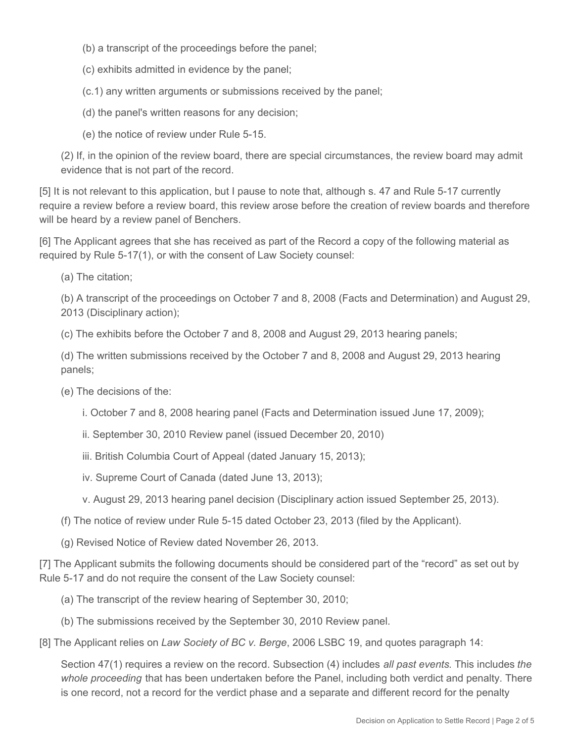(b) a transcript of the proceedings before the panel;

(c) exhibits admitted in evidence by the panel;

(c.1) any written arguments or submissions received by the panel;

(d) the panel's written reasons for any decision;

(e) the notice of review under Rule 5-15.

(2) If, in the opinion of the review board, there are special circumstances, the review board may admit evidence that is not part of the record.

[5] It is not relevant to this application, but I pause to note that, although s. 47 and Rule 5-17 currently require a review before a review board, this review arose before the creation of review boards and therefore will be heard by a review panel of Benchers.

[6] The Applicant agrees that she has received as part of the Record a copy of the following material as required by Rule 5-17(1), or with the consent of Law Society counsel:

(a) The citation;

(b) A transcript of the proceedings on October 7 and 8, 2008 (Facts and Determination) and August 29, 2013 (Disciplinary action);

(c) The exhibits before the October 7 and 8, 2008 and August 29, 2013 hearing panels;

(d) The written submissions received by the October 7 and 8, 2008 and August 29, 2013 hearing panels;

(e) The decisions of the:

i. October 7 and 8, 2008 hearing panel (Facts and Determination issued June 17, 2009);

ii. September 30, 2010 Review panel (issued December 20, 2010)

iii. British Columbia Court of Appeal (dated January 15, 2013);

iv. Supreme Court of Canada (dated June 13, 2013);

v. August 29, 2013 hearing panel decision (Disciplinary action issued September 25, 2013).

(f) The notice of review under Rule 5-15 dated October 23, 2013 (filed by the Applicant).

(g) Revised Notice of Review dated November 26, 2013.

[7] The Applicant submits the following documents should be considered part of the "record" as set out by Rule 5-17 and do not require the consent of the Law Society counsel:

(a) The transcript of the review hearing of September 30, 2010;

(b) The submissions received by the September 30, 2010 Review panel.

[8] The Applicant relies on *Law Society of BC v. Berge*, 2006 LSBC 19, and quotes paragraph 14:

Section 47(1) requires a review on the record. Subsection (4) includes *all past events.* This includes *the whole proceeding* that has been undertaken before the Panel, including both verdict and penalty. There is one record, not a record for the verdict phase and a separate and different record for the penalty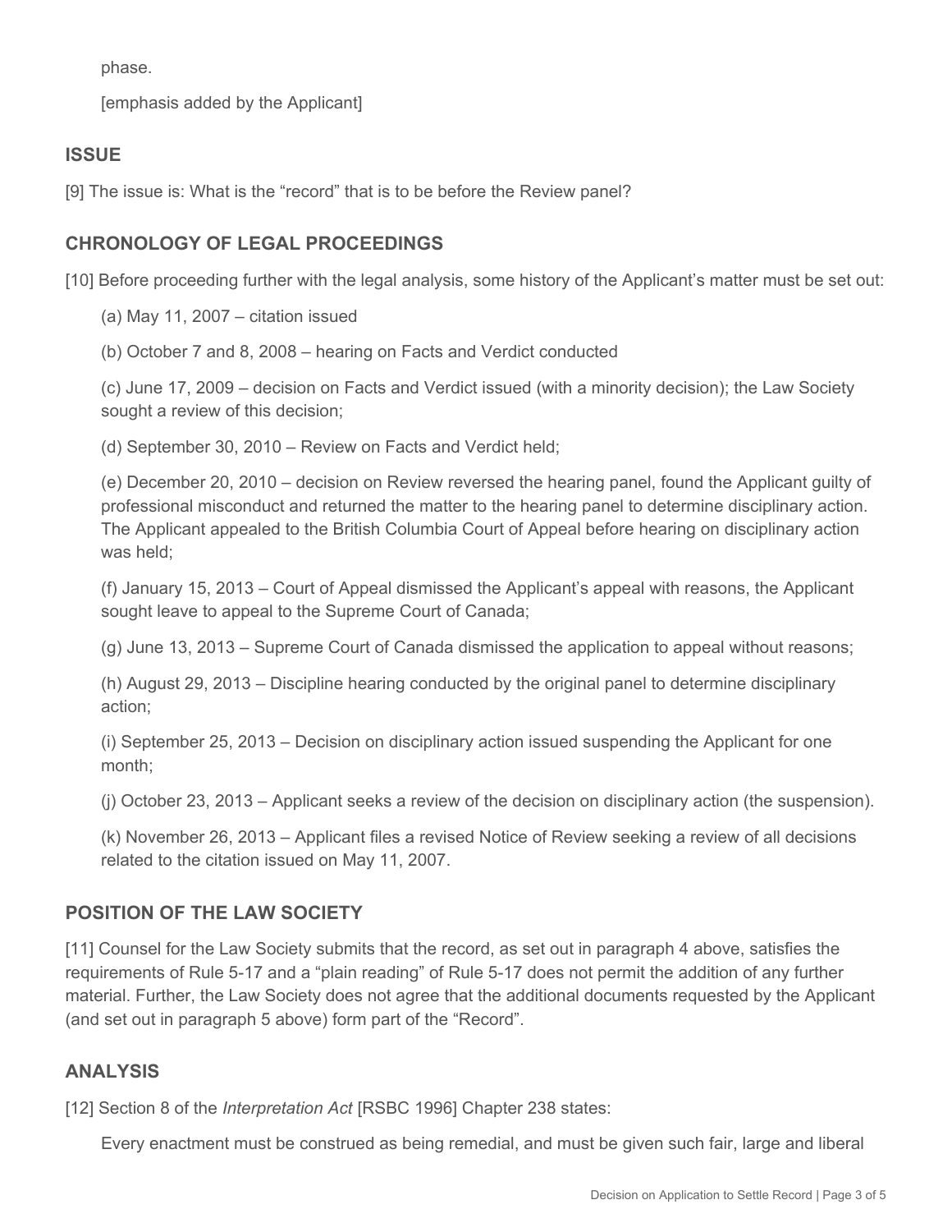phase.

[emphasis added by the Applicant]

## ISSUE

[9] The issue is: What is the "record" that is to be before the Review panel?

## CHRONOLOGY OF LEGAL PROCEEDINGS

[10] Before proceeding further with the legal analysis, some history of the Applicant's matter must be set out:

(a) May 11, 2007 – citation issued

(b) October 7 and 8, 2008 – hearing on Facts and Verdict conducted

(c) June 17, 2009 – decision on Facts and Verdict issued (with a minority decision); the Law Society sought a review of this decision;

(d) September 30, 2010 – Review on Facts and Verdict held;

(e) December 20, 2010 – decision on Review reversed the hearing panel, found the Applicant guilty of professional misconduct and returned the matter to the hearing panel to determine disciplinary action. The Applicant appealed to the British Columbia Court of Appeal before hearing on disciplinary action was held;

(f) January 15, 2013 – Court of Appeal dismissed the Applicant's appeal with reasons, the Applicant sought leave to appeal to the Supreme Court of Canada;

(g) June 13, 2013 – Supreme Court of Canada dismissed the application to appeal without reasons;

(h) August 29, 2013 – Discipline hearing conducted by the original panel to determine disciplinary action;

(i) September 25, 2013 – Decision on disciplinary action issued suspending the Applicant for one month;

(j) October 23, 2013 – Applicant seeks a review of the decision on disciplinary action (the suspension).

(k) November 26, 2013 – Applicant files a revised Notice of Review seeking a review of all decisions related to the citation issued on May 11, 2007.

## POSITION OF THE LAW SOCIETY

[11] Counsel for the Law Society submits that the record, as set out in paragraph 4 above, satisfies the requirements of Rule 5-17 and a "plain reading" of Rule 5-17 does not permit the addition of any further material. Further, the Law Society does not agree that the additional documents requested by the Applicant (and set out in paragraph 5 above) form part of the "Record".

## ANALYSIS

[12] Section 8 of the *Interpretation Act* [RSBC 1996] Chapter 238 states:

Every enactment must be construed as being remedial, and must be given such fair, large and liberal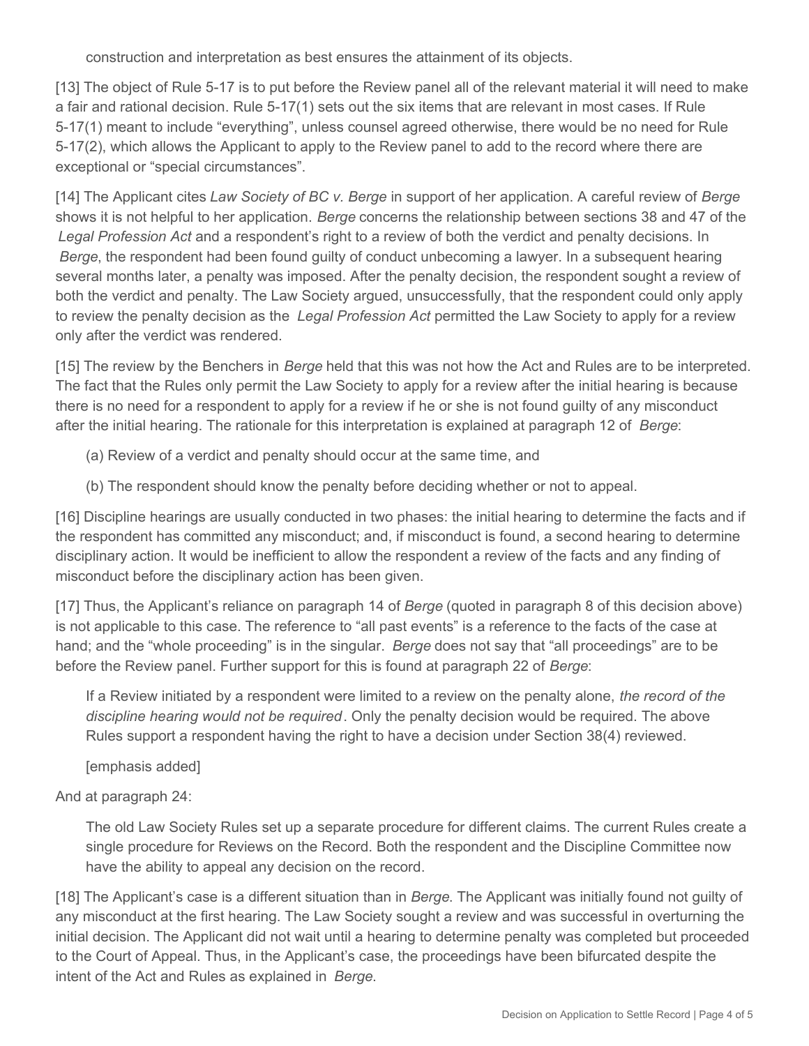construction and interpretation as best ensures the attainment of its objects.

[13] The object of Rule 5-17 is to put before the Review panel all of the relevant material it will need to make a fair and rational decision. Rule 5-17(1) sets out the six items that are relevant in most cases. If Rule 5-17(1) meant to include "everything", unless counsel agreed otherwise, there would be no need for Rule 5-17(2), which allows the Applicant to apply to the Review panel to add to the record where there are exceptional or "special circumstances".

[14] The Applicant cites *Law Society of BC v. Berge* in support of her application. A careful review of *Berge* shows it is not helpful to her application. *Berge* concerns the relationship between sections 38 and 47 of the *Legal Profession Act* and a respondent's right to a review of both the verdict and penalty decisions. In *Berge*, the respondent had been found guilty of conduct unbecoming a lawyer. In a subsequent hearing several months later, a penalty was imposed. After the penalty decision, the respondent sought a review of both the verdict and penalty. The Law Society argued, unsuccessfully, that the respondent could only apply to review the penalty decision as the *Legal Profession Act* permitted the Law Society to apply for a review only after the verdict was rendered.

[15] The review by the Benchers in *Berge* held that this was not how the Act and Rules are to be interpreted. The fact that the Rules only permit the Law Society to apply for a review after the initial hearing is because there is no need for a respondent to apply for a review if he or she is not found guilty of any misconduct after the initial hearing. The rationale for this interpretation is explained at paragraph 12 of *Berge*:

(a) Review of a verdict and penalty should occur at the same time, and

(b) The respondent should know the penalty before deciding whether or not to appeal.

[16] Discipline hearings are usually conducted in two phases: the initial hearing to determine the facts and if the respondent has committed any misconduct; and, if misconduct is found, a second hearing to determine disciplinary action. It would be inefficient to allow the respondent a review of the facts and any finding of misconduct before the disciplinary action has been given.

[17] Thus, the Applicant's reliance on paragraph 14 of *Berge* (quoted in paragraph 8 of this decision above) is not applicable to this case. The reference to "all past events" is a reference to the facts of the case at hand; and the "whole proceeding" is in the singular. *Berge* does not say that "all proceedings" are to be before the Review panel. Further support for this is found at paragraph 22 of *Berge*:

> If a Review initiated by a respondent were limited to a review on the penalty alone, *the record of the discipline hearing would not be required*. Only the penalty decision would be required. The above Rules support a respondent having the right to have a decision under Section 38(4) reviewed.
>
> [emphasis added]

And at paragraph 24:

> The old Law Society Rules set up a separate procedure for different claims. The current Rules create a single procedure for Reviews on the Record. Both the respondent and the Discipline Committee now have the ability to appeal any decision on the record.

[18] The Applicant's case is a different situation than in *Berge*. The Applicant was initially found not guilty of any misconduct at the first hearing. The Law Society sought a review and was successful in overturning the initial decision. The Applicant did not wait until a hearing to determine penalty was completed but proceeded to the Court of Appeal. Thus, in the Applicant's case, the proceedings have been bifurcated despite the intent of the Act and Rules as explained in *Berge*.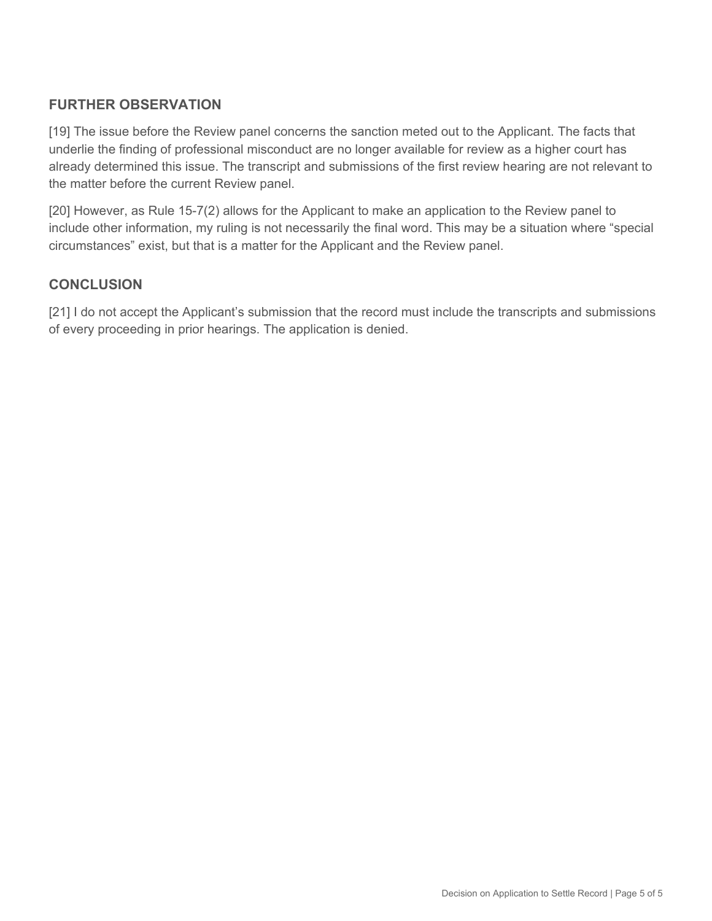## FURTHER OBSERVATION

[19] The issue before the Review panel concerns the sanction meted out to the Applicant. The facts that underlie the finding of professional misconduct are no longer available for review as a higher court has already determined this issue. The transcript and submissions of the first review hearing are not relevant to the matter before the current Review panel.

[20] However, as Rule 15-7(2) allows for the Applicant to make an application to the Review panel to include other information, my ruling is not necessarily the final word. This may be a situation where "special circumstances" exist, but that is a matter for the Applicant and the Review panel.

## CONCLUSION

[21] I do not accept the Applicant's submission that the record must include the transcripts and submissions of every proceeding in prior hearings. The application is denied.